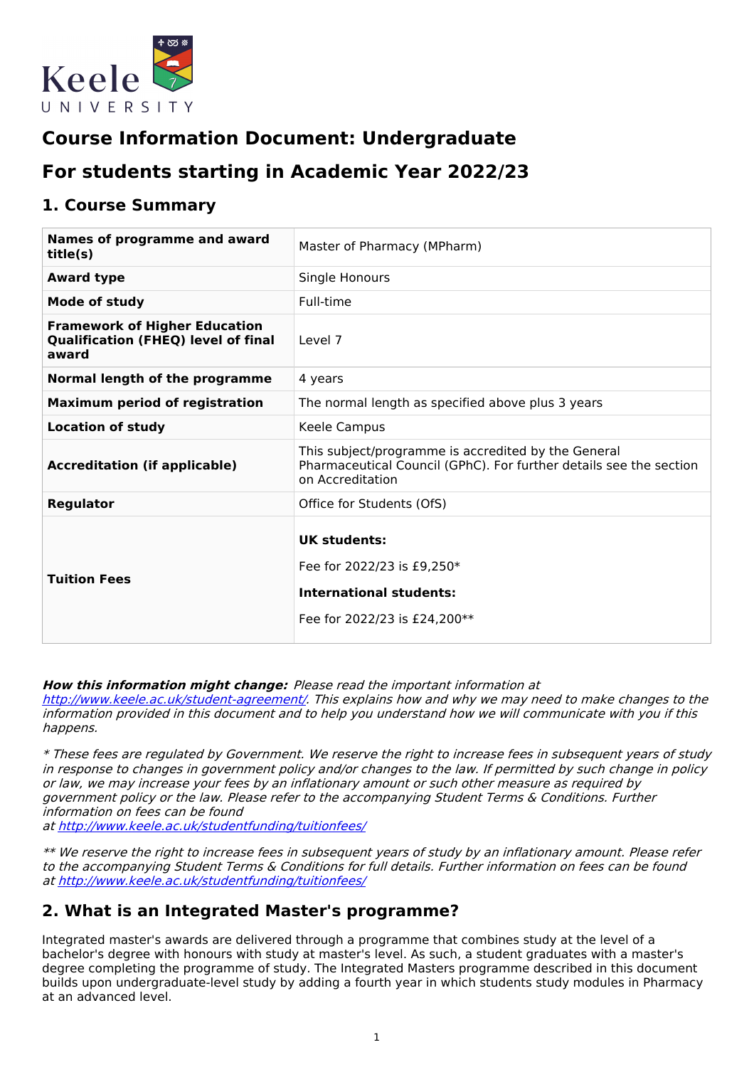# Course Information Document: Undergraduate

# For students starting in Academic Year 2022/23

## 1. Course Summary

| | |
|---|---|
| **Names of programme and award title(s)** | Master of Pharmacy (MPharm) |
| **Award type** | Single Honours |
| **Mode of study** | Full-time |
| **Framework of Higher Education Qualification (FHEQ) level of final award** | Level 7 |
| **Normal length of the programme** | 4 years |
| **Maximum period of registration** | The normal length as specified above plus 3 years |
| **Location of study** | Keele Campus |
| **Accreditation (if applicable)** | This subject/programme is accredited by the General Pharmaceutical Council (GPhC). For further details see the section on Accreditation |
| **Regulator** | Office for Students (OfS) |
| **Tuition Fees** | **UK students:** Fee for 2022/23 is £9,250* **International students:** Fee for 2022/23 is £24,200** |

***How this information might change:*** *Please read the important information at [http://www.keele.ac.uk/student-agreement/](http://www.keele.ac.uk/student-agreement/). This explains how and why we may need to make changes to the information provided in this document and to help you understand how we will communicate with you if this happens.*

*\* These fees are regulated by Government. We reserve the right to increase fees in subsequent years of study in response to changes in government policy and/or changes to the law. If permitted by such change in policy or law, we may increase your fees by an inflationary amount or such other measure as required by government policy or the law. Please refer to the accompanying Student Terms & Conditions. Further information on fees can be found at [http://www.keele.ac.uk/studentfunding/tuitionfees/](http://www.keele.ac.uk/studentfunding/tuitionfees/)*

*\*\* We reserve the right to increase fees in subsequent years of study by an inflationary amount. Please refer to the accompanying Student Terms & Conditions for full details. Further information on fees can be found at [http://www.keele.ac.uk/studentfunding/tuitionfees/](http://www.keele.ac.uk/studentfunding/tuitionfees/)*

## 2. What is an Integrated Master's programme?

Integrated master's awards are delivered through a programme that combines study at the level of a bachelor's degree with honours with study at master's level. As such, a student graduates with a master's degree completing the programme of study. The Integrated Masters programme described in this document builds upon undergraduate-level study by adding a fourth year in which students study modules in Pharmacy at an advanced level.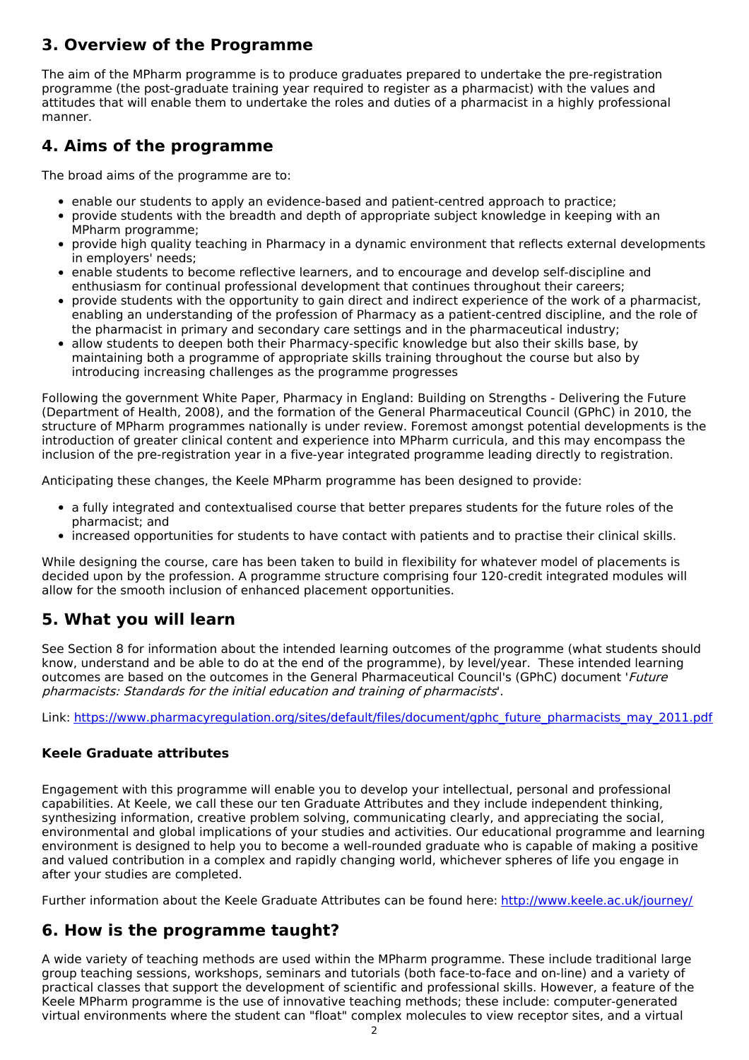## 3. Overview of the Programme

The aim of the MPharm programme is to produce graduates prepared to undertake the pre-registration programme (the post-graduate training year required to register as a pharmacist) with the values and attitudes that will enable them to undertake the roles and duties of a pharmacist in a highly professional manner.

## 4. Aims of the programme

The broad aims of the programme are to:

- enable our students to apply an evidence-based and patient-centred approach to practice;
- provide students with the breadth and depth of appropriate subject knowledge in keeping with an MPharm programme;
- provide high quality teaching in Pharmacy in a dynamic environment that reflects external developments in employers' needs;
- enable students to become reflective learners, and to encourage and develop self-discipline and enthusiasm for continual professional development that continues throughout their careers;
- provide students with the opportunity to gain direct and indirect experience of the work of a pharmacist, enabling an understanding of the profession of Pharmacy as a patient-centred discipline, and the role of the pharmacist in primary and secondary care settings and in the pharmaceutical industry;
- allow students to deepen both their Pharmacy-specific knowledge but also their skills base, by maintaining both a programme of appropriate skills training throughout the course but also by introducing increasing challenges as the programme progresses

Following the government White Paper, Pharmacy in England: Building on Strengths - Delivering the Future (Department of Health, 2008), and the formation of the General Pharmaceutical Council (GPhC) in 2010, the structure of MPharm programmes nationally is under review. Foremost amongst potential developments is the introduction of greater clinical content and experience into MPharm curricula, and this may encompass the inclusion of the pre-registration year in a five-year integrated programme leading directly to registration.

Anticipating these changes, the Keele MPharm programme has been designed to provide:

- a fully integrated and contextualised course that better prepares students for the future roles of the pharmacist; and
- increased opportunities for students to have contact with patients and to practise their clinical skills.

While designing the course, care has been taken to build in flexibility for whatever model of placements is decided upon by the profession. A programme structure comprising four 120-credit integrated modules will allow for the smooth inclusion of enhanced placement opportunities.

## 5. What you will learn

See Section 8 for information about the intended learning outcomes of the programme (what students should know, understand and be able to do at the end of the programme), by level/year. These intended learning outcomes are based on the outcomes in the General Pharmaceutical Council's (GPhC) document '*Future pharmacists: Standards for the initial education and training of pharmacists*'.

Link: [https://www.pharmacyregulation.org/sites/default/files/document/gphc_future_pharmacists_may_2011.pdf](https://www.pharmacyregulation.org/sites/default/files/document/gphc_future_pharmacists_may_2011.pdf)

### Keele Graduate attributes

Engagement with this programme will enable you to develop your intellectual, personal and professional capabilities. At Keele, we call these our ten Graduate Attributes and they include independent thinking, synthesizing information, creative problem solving, communicating clearly, and appreciating the social, environmental and global implications of your studies and activities. Our educational programme and learning environment is designed to help you to become a well-rounded graduate who is capable of making a positive and valued contribution in a complex and rapidly changing world, whichever spheres of life you engage in after your studies are completed.

Further information about the Keele Graduate Attributes can be found here: [http://www.keele.ac.uk/journey/](http://www.keele.ac.uk/journey/)

## 6. How is the programme taught?

A wide variety of teaching methods are used within the MPharm programme. These include traditional large group teaching sessions, workshops, seminars and tutorials (both face-to-face and on-line) and a variety of practical classes that support the development of scientific and professional skills. However, a feature of the Keele MPharm programme is the use of innovative teaching methods; these include: computer-generated virtual environments where the student can "float" complex molecules to view receptor sites, and a virtual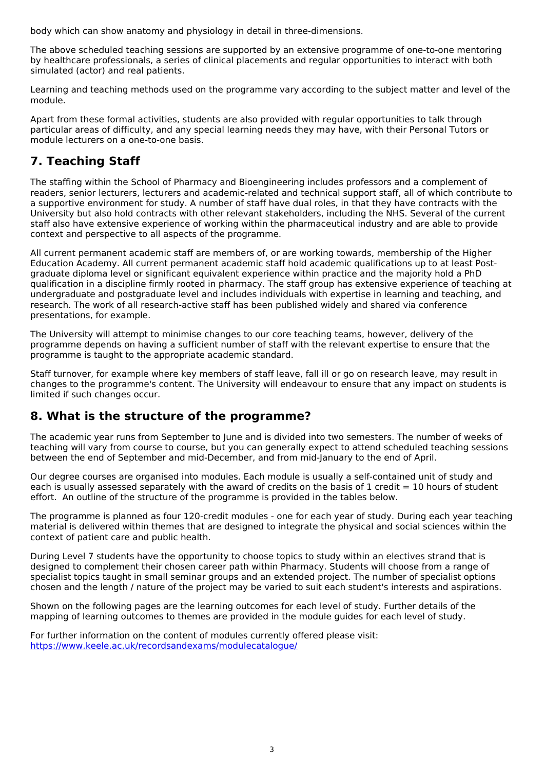body which can show anatomy and physiology in detail in three-dimensions.

The above scheduled teaching sessions are supported by an extensive programme of one-to-one mentoring by healthcare professionals, a series of clinical placements and regular opportunities to interact with both simulated (actor) and real patients.

Learning and teaching methods used on the programme vary according to the subject matter and level of the module.

Apart from these formal activities, students are also provided with regular opportunities to talk through particular areas of difficulty, and any special learning needs they may have, with their Personal Tutors or module lecturers on a one-to-one basis.

## 7. Teaching Staff

The staffing within the School of Pharmacy and Bioengineering includes professors and a complement of readers, senior lecturers, lecturers and academic-related and technical support staff, all of which contribute to a supportive environment for study. A number of staff have dual roles, in that they have contracts with the University but also hold contracts with other relevant stakeholders, including the NHS. Several of the current staff also have extensive experience of working within the pharmaceutical industry and are able to provide context and perspective to all aspects of the programme.

All current permanent academic staff are members of, or are working towards, membership of the Higher Education Academy. All current permanent academic staff hold academic qualifications up to at least Post-graduate diploma level or significant equivalent experience within practice and the majority hold a PhD qualification in a discipline firmly rooted in pharmacy. The staff group has extensive experience of teaching at undergraduate and postgraduate level and includes individuals with expertise in learning and teaching, and research. The work of all research-active staff has been published widely and shared via conference presentations, for example.

The University will attempt to minimise changes to our core teaching teams, however, delivery of the programme depends on having a sufficient number of staff with the relevant expertise to ensure that the programme is taught to the appropriate academic standard.

Staff turnover, for example where key members of staff leave, fall ill or go on research leave, may result in changes to the programme's content. The University will endeavour to ensure that any impact on students is limited if such changes occur.

## 8. What is the structure of the programme?

The academic year runs from September to June and is divided into two semesters. The number of weeks of teaching will vary from course to course, but you can generally expect to attend scheduled teaching sessions between the end of September and mid-December, and from mid-January to the end of April.

Our degree courses are organised into modules. Each module is usually a self-contained unit of study and each is usually assessed separately with the award of credits on the basis of 1 credit = 10 hours of student effort. An outline of the structure of the programme is provided in the tables below.

The programme is planned as four 120-credit modules - one for each year of study. During each year teaching material is delivered within themes that are designed to integrate the physical and social sciences within the context of patient care and public health.

During Level 7 students have the opportunity to choose topics to study within an electives strand that is designed to complement their chosen career path within Pharmacy. Students will choose from a range of specialist topics taught in small seminar groups and an extended project. The number of specialist options chosen and the length / nature of the project may be varied to suit each student's interests and aspirations.

Shown on the following pages are the learning outcomes for each level of study. Further details of the mapping of learning outcomes to themes are provided in the module guides for each level of study.

For further information on the content of modules currently offered please visit: [https://www.keele.ac.uk/recordsandexams/modulecatalogue/](https://www.keele.ac.uk/recordsandexams/modulecatalogue/)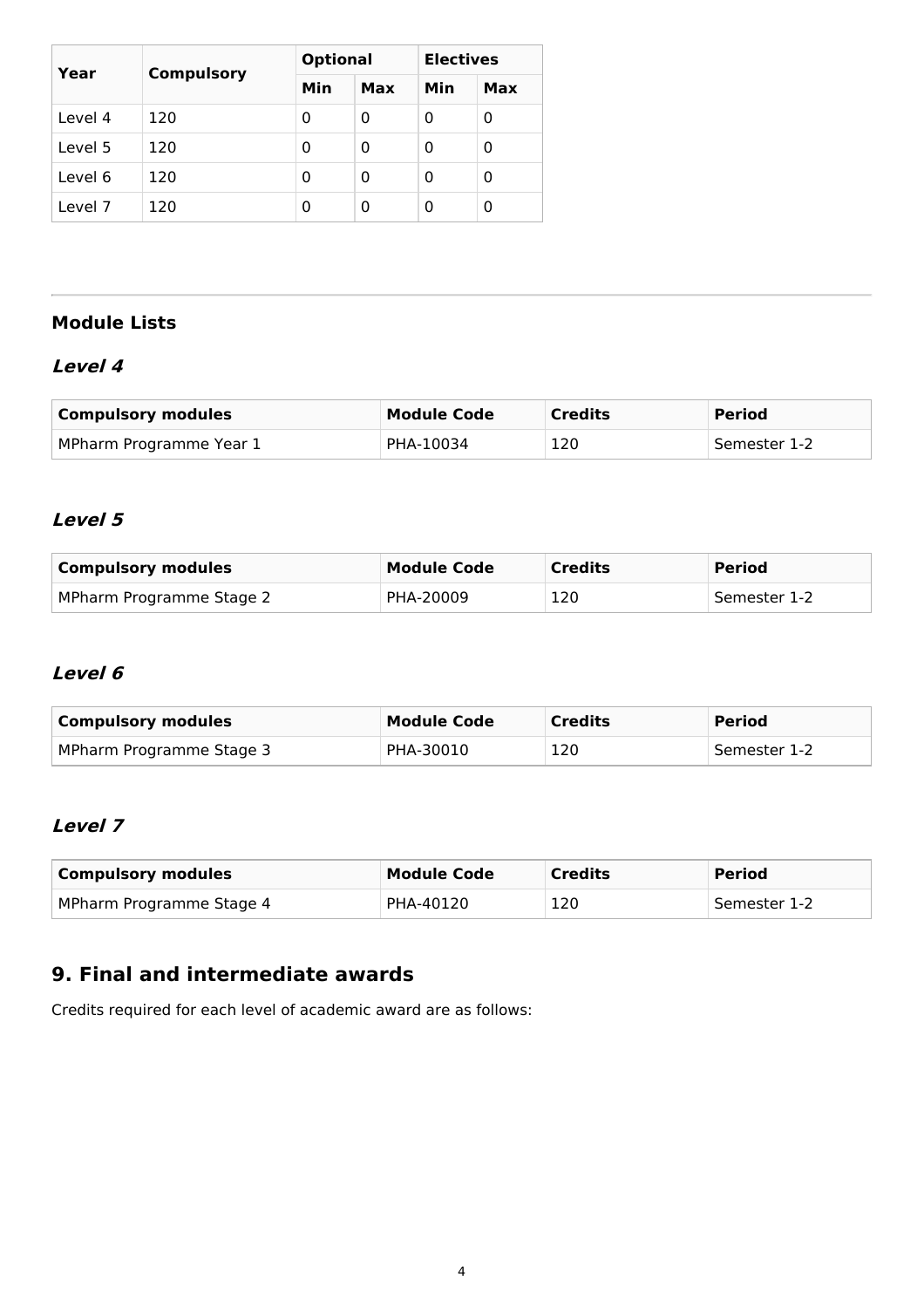| Year | Compulsory | Optional | | Electives | |
|---|---|---|---|---|---|
| | | Min | Max | Min | Max |
| Level 4 | 120 | 0 | 0 | 0 | 0 |
| Level 5 | 120 | 0 | 0 | 0 | 0 |
| Level 6 | 120 | 0 | 0 | 0 | 0 |
| Level 7 | 120 | 0 | 0 | 0 | 0 |

---

### Module Lists

#### *Level 4*

| Compulsory modules | Module Code | Credits | Period |
|---|---|---|---|
| MPharm Programme Year 1 | PHA-10034 | 120 | Semester 1-2 |

#### *Level 5*

| Compulsory modules | Module Code | Credits | Period |
|---|---|---|---|
| MPharm Programme Stage 2 | PHA-20009 | 120 | Semester 1-2 |

#### *Level 6*

| Compulsory modules | Module Code | Credits | Period |
|---|---|---|---|
| MPharm Programme Stage 3 | PHA-30010 | 120 | Semester 1-2 |

#### *Level 7*

| Compulsory modules | Module Code | Credits | Period |
|---|---|---|---|
| MPharm Programme Stage 4 | PHA-40120 | 120 | Semester 1-2 |

## 9. Final and intermediate awards

Credits required for each level of academic award are as follows: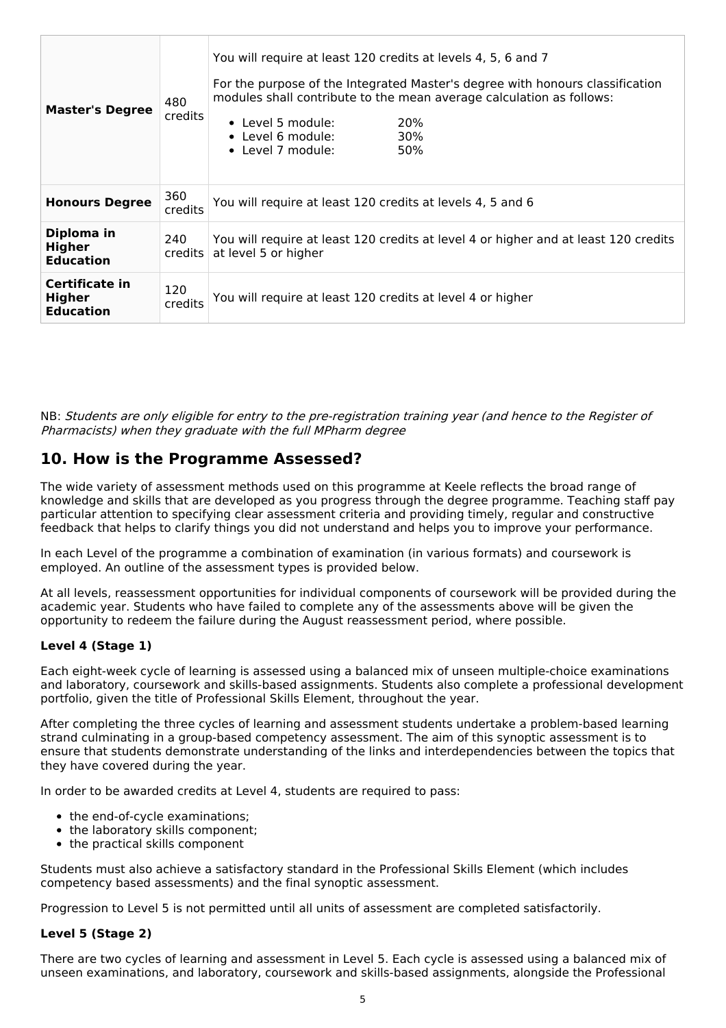| | | |
|---|---|---|
| **Master's Degree** | 480 credits | You will require at least 120 credits at levels 4, 5, 6 and 7<br><br>For the purpose of the Integrated Master's degree with honours classification modules shall contribute to the mean average calculation as follows:<br><br>• Level 5 module: 20%<br>• Level 6 module: 30%<br>• Level 7 module: 50% |
| **Honours Degree** | 360 credits | You will require at least 120 credits at levels 4, 5 and 6 |
| **Diploma in Higher Education** | 240 credits | You will require at least 120 credits at level 4 or higher and at least 120 credits at level 5 or higher |
| **Certificate in Higher Education** | 120 credits | You will require at least 120 credits at level 4 or higher |

NB: *Students are only eligible for entry to the pre-registration training year (and hence to the Register of Pharmacists) when they graduate with the full MPharm degree*

## 10. How is the Programme Assessed?

The wide variety of assessment methods used on this programme at Keele reflects the broad range of knowledge and skills that are developed as you progress through the degree programme. Teaching staff pay particular attention to specifying clear assessment criteria and providing timely, regular and constructive feedback that helps to clarify things you did not understand and helps you to improve your performance.

In each Level of the programme a combination of examination (in various formats) and coursework is employed. An outline of the assessment types is provided below.

At all levels, reassessment opportunities for individual components of coursework will be provided during the academic year. Students who have failed to complete any of the assessments above will be given the opportunity to redeem the failure during the August reassessment period, where possible.

### Level 4 (Stage 1)

Each eight-week cycle of learning is assessed using a balanced mix of unseen multiple-choice examinations and laboratory, coursework and skills-based assignments. Students also complete a professional development portfolio, given the title of Professional Skills Element, throughout the year.

After completing the three cycles of learning and assessment students undertake a problem-based learning strand culminating in a group-based competency assessment. The aim of this synoptic assessment is to ensure that students demonstrate understanding of the links and interdependencies between the topics that they have covered during the year.

In order to be awarded credits at Level 4, students are required to pass:

- the end-of-cycle examinations;
- the laboratory skills component;
- the practical skills component

Students must also achieve a satisfactory standard in the Professional Skills Element (which includes competency based assessments) and the final synoptic assessment.

Progression to Level 5 is not permitted until all units of assessment are completed satisfactorily.

### Level 5 (Stage 2)

There are two cycles of learning and assessment in Level 5. Each cycle is assessed using a balanced mix of unseen examinations, and laboratory, coursework and skills-based assignments, alongside the Professional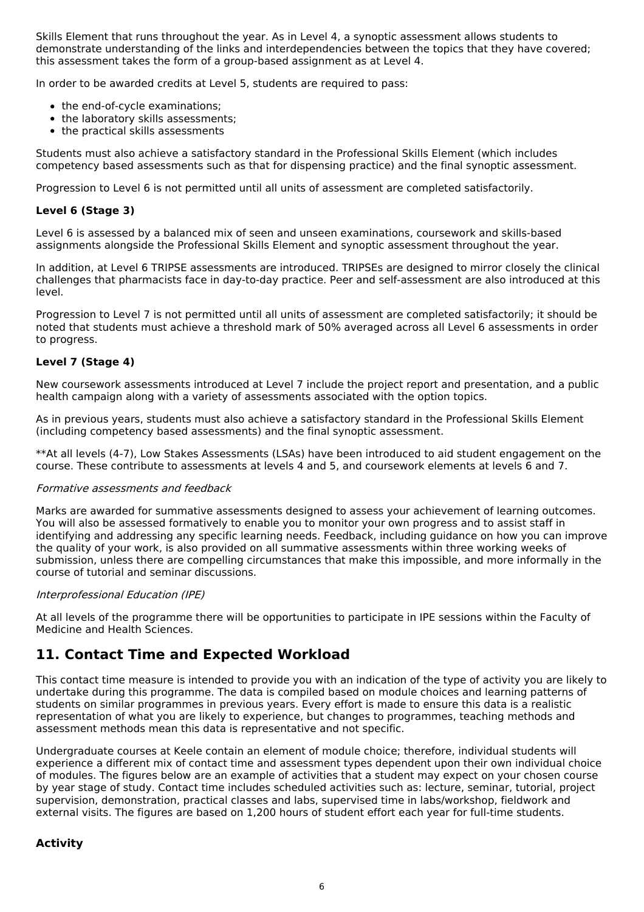Skills Element that runs throughout the year. As in Level 4, a synoptic assessment allows students to demonstrate understanding of the links and interdependencies between the topics that they have covered; this assessment takes the form of a group-based assignment as at Level 4.

In order to be awarded credits at Level 5, students are required to pass:

- the end-of-cycle examinations;
- the laboratory skills assessments;
- the practical skills assessments

Students must also achieve a satisfactory standard in the Professional Skills Element (which includes competency based assessments such as that for dispensing practice) and the final synoptic assessment.

Progression to Level 6 is not permitted until all units of assessment are completed satisfactorily.

**Level 6 (Stage 3)**

Level 6 is assessed by a balanced mix of seen and unseen examinations, coursework and skills-based assignments alongside the Professional Skills Element and synoptic assessment throughout the year.

In addition, at Level 6 TRIPSE assessments are introduced. TRIPSEs are designed to mirror closely the clinical challenges that pharmacists face in day-to-day practice. Peer and self-assessment are also introduced at this level.

Progression to Level 7 is not permitted until all units of assessment are completed satisfactorily; it should be noted that students must achieve a threshold mark of 50% averaged across all Level 6 assessments in order to progress.

**Level 7 (Stage 4)**

New coursework assessments introduced at Level 7 include the project report and presentation, and a public health campaign along with a variety of assessments associated with the option topics.

As in previous years, students must also achieve a satisfactory standard in the Professional Skills Element (including competency based assessments) and the final synoptic assessment.

**At all levels (4-7), Low Stakes Assessments (LSAs) have been introduced to aid student engagement on the course. These contribute to assessments at levels 4 and 5, and coursework elements at levels 6 and 7.

*Formative assessments and feedback*

Marks are awarded for summative assessments designed to assess your achievement of learning outcomes. You will also be assessed formatively to enable you to monitor your own progress and to assist staff in identifying and addressing any specific learning needs. Feedback, including guidance on how you can improve the quality of your work, is also provided on all summative assessments within three working weeks of submission, unless there are compelling circumstances that make this impossible, and more informally in the course of tutorial and seminar discussions.

*Interprofessional Education (IPE)*

At all levels of the programme there will be opportunities to participate in IPE sessions within the Faculty of Medicine and Health Sciences.

## 11. Contact Time and Expected Workload

This contact time measure is intended to provide you with an indication of the type of activity you are likely to undertake during this programme. The data is compiled based on module choices and learning patterns of students on similar programmes in previous years. Every effort is made to ensure this data is a realistic representation of what you are likely to experience, but changes to programmes, teaching methods and assessment methods mean this data is representative and not specific.

Undergraduate courses at Keele contain an element of module choice; therefore, individual students will experience a different mix of contact time and assessment types dependent upon their own individual choice of modules. The figures below are an example of activities that a student may expect on your chosen course by year stage of study. Contact time includes scheduled activities such as: lecture, seminar, tutorial, project supervision, demonstration, practical classes and labs, supervised time in labs/workshop, fieldwork and external visits. The figures are based on 1,200 hours of student effort each year for full-time students.

**Activity**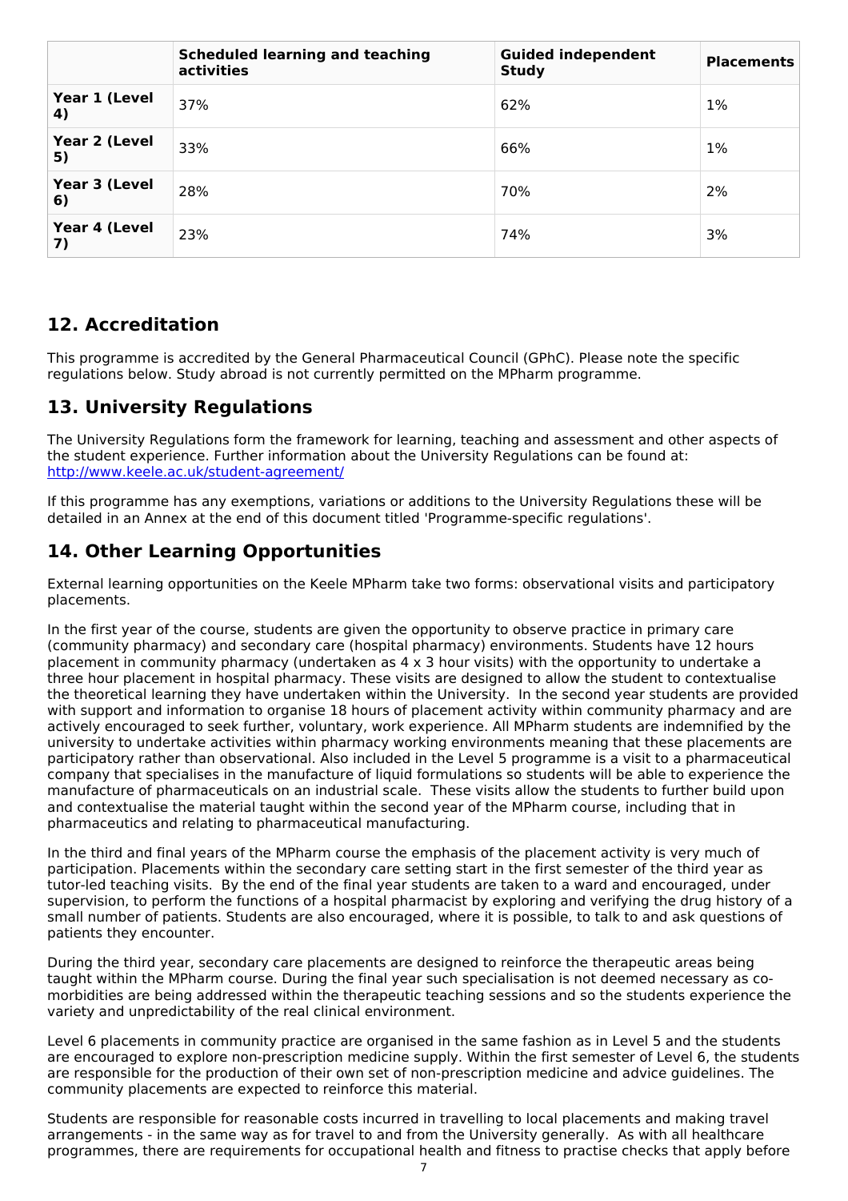| | Scheduled learning and teaching activities | Guided independent Study | Placements |
|---|---|---|---|
| **Year 1 (Level 4)** | 37% | 62% | 1% |
| **Year 2 (Level 5)** | 33% | 66% | 1% |
| **Year 3 (Level 6)** | 28% | 70% | 2% |
| **Year 4 (Level 7)** | 23% | 74% | 3% |

## 12. Accreditation

This programme is accredited by the General Pharmaceutical Council (GPhC). Please note the specific regulations below. Study abroad is not currently permitted on the MPharm programme.

## 13. University Regulations

The University Regulations form the framework for learning, teaching and assessment and other aspects of the student experience. Further information about the University Regulations can be found at: [http://www.keele.ac.uk/student-agreement/](http://www.keele.ac.uk/student-agreement/)

If this programme has any exemptions, variations or additions to the University Regulations these will be detailed in an Annex at the end of this document titled 'Programme-specific regulations'.

## 14. Other Learning Opportunities

External learning opportunities on the Keele MPharm take two forms: observational visits and participatory placements.

In the first year of the course, students are given the opportunity to observe practice in primary care (community pharmacy) and secondary care (hospital pharmacy) environments. Students have 12 hours placement in community pharmacy (undertaken as 4 x 3 hour visits) with the opportunity to undertake a three hour placement in hospital pharmacy. These visits are designed to allow the student to contextualise the theoretical learning they have undertaken within the University. In the second year students are provided with support and information to organise 18 hours of placement activity within community pharmacy and are actively encouraged to seek further, voluntary, work experience. All MPharm students are indemnified by the university to undertake activities within pharmacy working environments meaning that these placements are participatory rather than observational. Also included in the Level 5 programme is a visit to a pharmaceutical company that specialises in the manufacture of liquid formulations so students will be able to experience the manufacture of pharmaceuticals on an industrial scale. These visits allow the students to further build upon and contextualise the material taught within the second year of the MPharm course, including that in pharmaceutics and relating to pharmaceutical manufacturing.

In the third and final years of the MPharm course the emphasis of the placement activity is very much of participation. Placements within the secondary care setting start in the first semester of the third year as tutor-led teaching visits. By the end of the final year students are taken to a ward and encouraged, under supervision, to perform the functions of a hospital pharmacist by exploring and verifying the drug history of a small number of patients. Students are also encouraged, where it is possible, to talk to and ask questions of patients they encounter.

During the third year, secondary care placements are designed to reinforce the therapeutic areas being taught within the MPharm course. During the final year such specialisation is not deemed necessary as co-morbidities are being addressed within the therapeutic teaching sessions and so the students experience the variety and unpredictability of the real clinical environment.

Level 6 placements in community practice are organised in the same fashion as in Level 5 and the students are encouraged to explore non-prescription medicine supply. Within the first semester of Level 6, the students are responsible for the production of their own set of non-prescription medicine and advice guidelines. The community placements are expected to reinforce this material.

Students are responsible for reasonable costs incurred in travelling to local placements and making travel arrangements - in the same way as for travel to and from the University generally. As with all healthcare programmes, there are requirements for occupational health and fitness to practise checks that apply before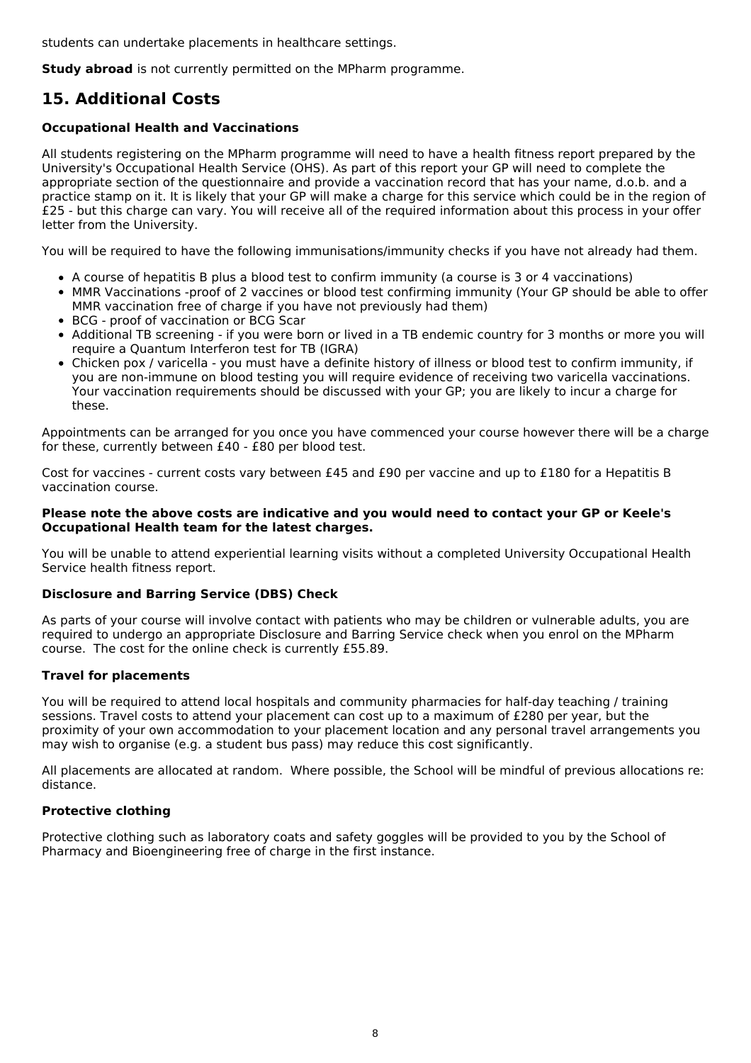students can undertake placements in healthcare settings.

**Study abroad** is not currently permitted on the MPharm programme.

## 15. Additional Costs

### Occupational Health and Vaccinations

All students registering on the MPharm programme will need to have a health fitness report prepared by the University's Occupational Health Service (OHS). As part of this report your GP will need to complete the appropriate section of the questionnaire and provide a vaccination record that has your name, d.o.b. and a practice stamp on it. It is likely that your GP will make a charge for this service which could be in the region of £25 - but this charge can vary. You will receive all of the required information about this process in your offer letter from the University.

You will be required to have the following immunisations/immunity checks if you have not already had them.

- A course of hepatitis B plus a blood test to confirm immunity (a course is 3 or 4 vaccinations)
- MMR Vaccinations -proof of 2 vaccines or blood test confirming immunity (Your GP should be able to offer MMR vaccination free of charge if you have not previously had them)
- BCG - proof of vaccination or BCG Scar
- Additional TB screening - if you were born or lived in a TB endemic country for 3 months or more you will require a Quantum Interferon test for TB (IGRA)
- Chicken pox / varicella - you must have a definite history of illness or blood test to confirm immunity, if you are non-immune on blood testing you will require evidence of receiving two varicella vaccinations. Your vaccination requirements should be discussed with your GP; you are likely to incur a charge for these.

Appointments can be arranged for you once you have commenced your course however there will be a charge for these, currently between £40 - £80 per blood test.

Cost for vaccines - current costs vary between £45 and £90 per vaccine and up to £180 for a Hepatitis B vaccination course.

**Please note the above costs are indicative and you would need to contact your GP or Keele's Occupational Health team for the latest charges.**

You will be unable to attend experiential learning visits without a completed University Occupational Health Service health fitness report.

### Disclosure and Barring Service (DBS) Check

As parts of your course will involve contact with patients who may be children or vulnerable adults, you are required to undergo an appropriate Disclosure and Barring Service check when you enrol on the MPharm course. The cost for the online check is currently £55.89.

### Travel for placements

You will be required to attend local hospitals and community pharmacies for half-day teaching / training sessions. Travel costs to attend your placement can cost up to a maximum of £280 per year, but the proximity of your own accommodation to your placement location and any personal travel arrangements you may wish to organise (e.g. a student bus pass) may reduce this cost significantly.

All placements are allocated at random. Where possible, the School will be mindful of previous allocations re: distance.

### Protective clothing

Protective clothing such as laboratory coats and safety goggles will be provided to you by the School of Pharmacy and Bioengineering free of charge in the first instance.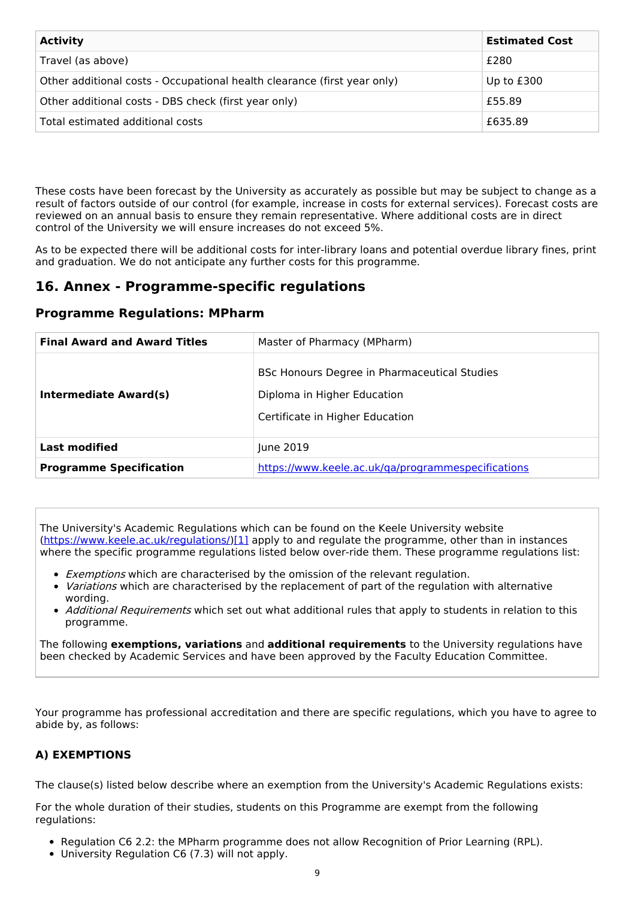| Activity | Estimated Cost |
| --- | --- |
| Travel (as above) | £280 |
| Other additional costs - Occupational health clearance (first year only) | Up to £300 |
| Other additional costs - DBS check (first year only) | £55.89 |
| Total estimated additional costs | £635.89 |

These costs have been forecast by the University as accurately as possible but may be subject to change as a result of factors outside of our control (for example, increase in costs for external services). Forecast costs are reviewed on an annual basis to ensure they remain representative. Where additional costs are in direct control of the University we will ensure increases do not exceed 5%.

As to be expected there will be additional costs for inter-library loans and potential overdue library fines, print and graduation. We do not anticipate any further costs for this programme.

## 16. Annex - Programme-specific regulations

### Programme Regulations: MPharm

| | |
| --- | --- |
| **Final Award and Award Titles** | Master of Pharmacy (MPharm) |
| **Intermediate Award(s)** | BSc Honours Degree in Pharmaceutical Studies<br>Diploma in Higher Education<br>Certificate in Higher Education |
| **Last modified** | June 2019 |
| **Programme Specification** | [https://www.keele.ac.uk/qa/programmespecifications](https://www.keele.ac.uk/qa/programmespecifications) |

The University's Academic Regulations which can be found on the Keele University website ([https://www.keele.ac.uk/regulations/](https://www.keele.ac.uk/regulations/))[1] apply to and regulate the programme, other than in instances where the specific programme regulations listed below over-ride them. These programme regulations list:

- *Exemptions* which are characterised by the omission of the relevant regulation.
- *Variations* which are characterised by the replacement of part of the regulation with alternative wording.
- *Additional Requirements* which set out what additional rules that apply to students in relation to this programme.

The following **exemptions, variations** and **additional requirements** to the University regulations have been checked by Academic Services and have been approved by the Faculty Education Committee.

Your programme has professional accreditation and there are specific regulations, which you have to agree to abide by, as follows:

#### A) EXEMPTIONS

The clause(s) listed below describe where an exemption from the University's Academic Regulations exists:

For the whole duration of their studies, students on this Programme are exempt from the following regulations:

- Regulation C6 2.2: the MPharm programme does not allow Recognition of Prior Learning (RPL).
- University Regulation C6 (7.3) will not apply.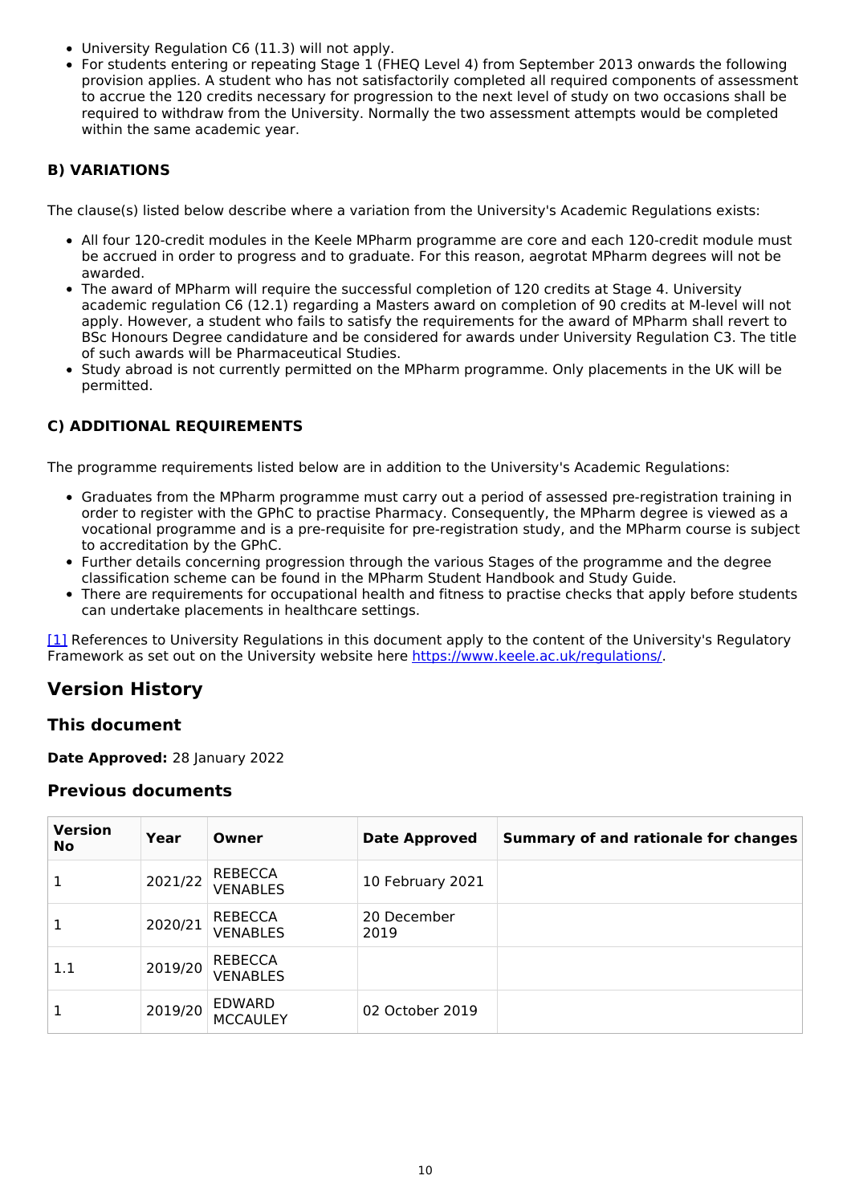- University Regulation C6 (11.3) will not apply.
- For students entering or repeating Stage 1 (FHEQ Level 4) from September 2013 onwards the following provision applies. A student who has not satisfactorily completed all required components of assessment to accrue the 120 credits necessary for progression to the next level of study on two occasions shall be required to withdraw from the University. Normally the two assessment attempts would be completed within the same academic year.

### B) VARIATIONS

The clause(s) listed below describe where a variation from the University's Academic Regulations exists:

- All four 120-credit modules in the Keele MPharm programme are core and each 120-credit module must be accrued in order to progress and to graduate. For this reason, aegrotat MPharm degrees will not be awarded.
- The award of MPharm will require the successful completion of 120 credits at Stage 4. University academic regulation C6 (12.1) regarding a Masters award on completion of 90 credits at M-level will not apply. However, a student who fails to satisfy the requirements for the award of MPharm shall revert to BSc Honours Degree candidature and be considered for awards under University Regulation C3. The title of such awards will be Pharmaceutical Studies.
- Study abroad is not currently permitted on the MPharm programme. Only placements in the UK will be permitted.

### C) ADDITIONAL REQUIREMENTS

The programme requirements listed below are in addition to the University's Academic Regulations:

- Graduates from the MPharm programme must carry out a period of assessed pre-registration training in order to register with the GPhC to practise Pharmacy. Consequently, the MPharm degree is viewed as a vocational programme and is a pre-requisite for pre-registration study, and the MPharm course is subject to accreditation by the GPhC.
- Further details concerning progression through the various Stages of the programme and the degree classification scheme can be found in the MPharm Student Handbook and Study Guide.
- There are requirements for occupational health and fitness to practise checks that apply before students can undertake placements in healthcare settings.

[1] References to University Regulations in this document apply to the content of the University's Regulatory Framework as set out on the University website here https://www.keele.ac.uk/regulations/.

## Version History

### This document

**Date Approved:** 28 January 2022

### Previous documents

| Version No | Year | Owner | Date Approved | Summary of and rationale for changes |
|---|---|---|---|---|
| 1 | 2021/22 | REBECCA VENABLES | 10 February 2021 | |
| 1 | 2020/21 | REBECCA VENABLES | 20 December 2019 | |
| 1.1 | 2019/20 | REBECCA VENABLES | | |
| 1 | 2019/20 | EDWARD MCCAULEY | 02 October 2019 | |